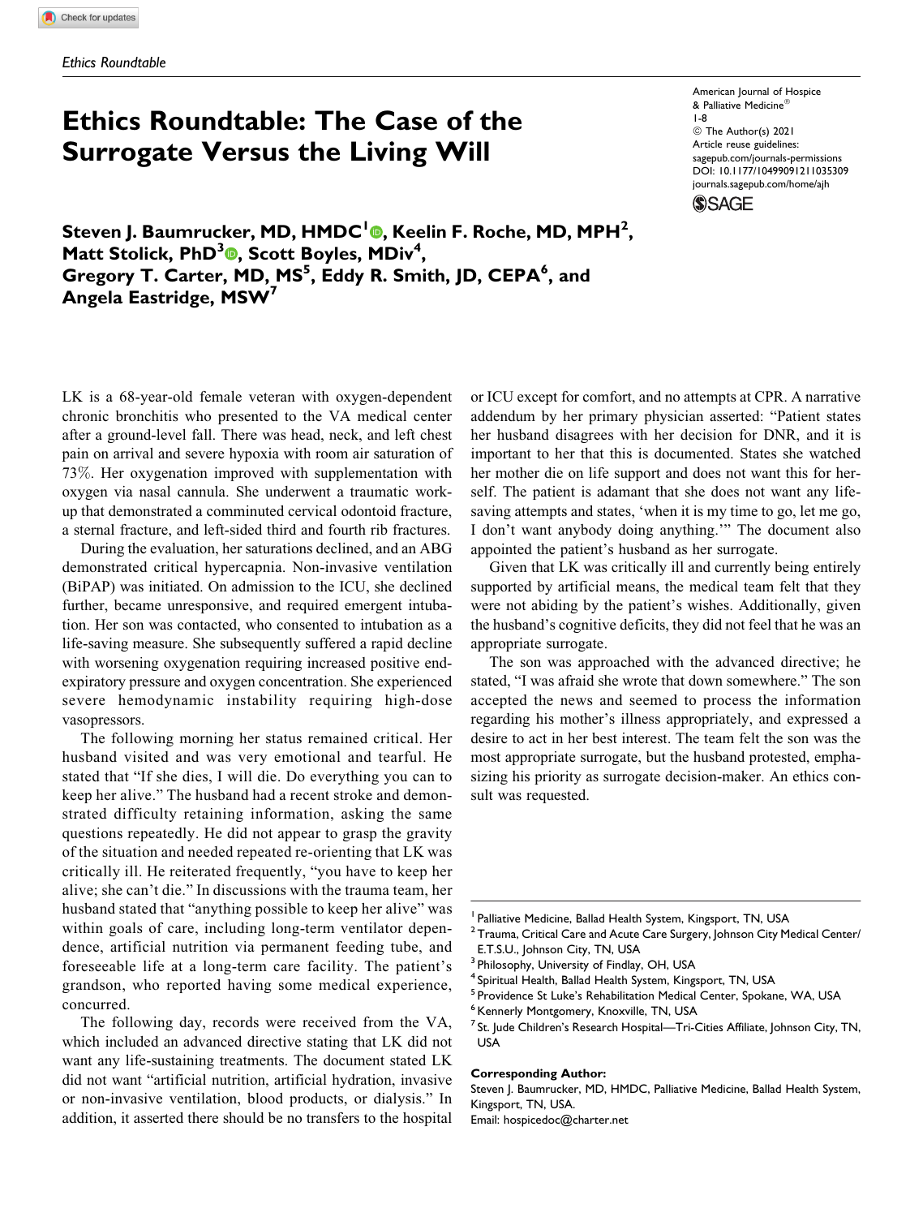# Ethics Roundtable: The Case of the Surrogate Versus the Living Will

**Steven J. Baumrucker, MD, HMDC[1], Keelin F. Roche, MD, MPH[2], Matt Stolick, PhD[3], Scott Boyles, MDiv[4], Gregory T. Carter, MD, MS[5], Eddy R. Smith, JD, CEPA[6], and Angela Eastridge, MSW[7]**

LK is a 68-year-old female veteran with oxygen-dependent chronic bronchitis who presented to the VA medical center after a ground-level fall. There was head, neck, and left chest pain on arrival and severe hypoxia with room air saturation of 73%. Her oxygenation improved with supplementation with oxygen via nasal cannula. She underwent a traumatic workup that demonstrated a comminuted cervical odontoid fracture, a sternal fracture, and left-sided third and fourth rib fractures.

During the evaluation, her saturations declined, and an ABG demonstrated critical hypercapnia. Non-invasive ventilation (BiPAP) was initiated. On admission to the ICU, she declined further, became unresponsive, and required emergent intubation. Her son was contacted, who consented to intubation as a life-saving measure. She subsequently suffered a rapid decline with worsening oxygenation requiring increased positive end-expiratory pressure and oxygen concentration. She experienced severe hemodynamic instability requiring high-dose vasopressors.

The following morning her status remained critical. Her husband visited and was very emotional and tearful. He stated that "If she dies, I will die. Do everything you can to keep her alive." The husband had a recent stroke and demonstrated difficulty retaining information, asking the same questions repeatedly. He did not appear to grasp the gravity of the situation and needed repeated re-orienting that LK was critically ill. He reiterated frequently, "you have to keep her alive; she can't die." In discussions with the trauma team, her husband stated that "anything possible to keep her alive" was within goals of care, including long-term ventilator dependence, artificial nutrition via permanent feeding tube, and foreseeable life at a long-term care facility. The patient's grandson, who reported having some medical experience, concurred.

The following day, records were received from the VA, which included an advanced directive stating that LK did not want any life-sustaining treatments. The document stated LK did not want "artificial nutrition, artificial hydration, invasive or non-invasive ventilation, blood products, or dialysis." In addition, it asserted there should be no transfers to the hospital or ICU except for comfort, and no attempts at CPR. A narrative addendum by her primary physician asserted: "Patient states her husband disagrees with her decision for DNR, and it is important to her that this is documented. States she watched her mother die on life support and does not want this for herself. The patient is adamant that she does not want any life-saving attempts and states, 'when it is my time to go, let me go, I don't want anybody doing anything.'" The document also appointed the patient's husband as her surrogate.

Given that LK was critically ill and currently being entirely supported by artificial means, the medical team felt that they were not abiding by the patient's wishes. Additionally, given the husband's cognitive deficits, they did not feel that he was an appropriate surrogate.

The son was approached with the advanced directive; he stated, "I was afraid she wrote that down somewhere." The son accepted the news and seemed to process the information regarding his mother's illness appropriately, and expressed a desire to act in her best interest. The team felt the son was the most appropriate surrogate, but the husband protested, emphasizing his priority as surrogate decision-maker. An ethics consult was requested.

---

[1] Palliative Medicine, Ballad Health System, Kingsport, TN, USA
[2] Trauma, Critical Care and Acute Care Surgery, Johnson City Medical Center/E.T.S.U., Johnson City, TN, USA
[3] Philosophy, University of Findlay, OH, USA
[4] Spiritual Health, Ballad Health System, Kingsport, TN, USA
[5] Providence St Luke's Rehabilitation Medical Center, Spokane, WA, USA
[6] Kennerly Montgomery, Knoxville, TN, USA
[7] St. Jude Children's Research Hospital—Tri-Cities Affiliate, Johnson City, TN, USA

**Corresponding Author:**
Steven J. Baumrucker, MD, HMDC, Palliative Medicine, Ballad Health System, Kingsport, TN, USA.
Email: hospicedoc@charter.net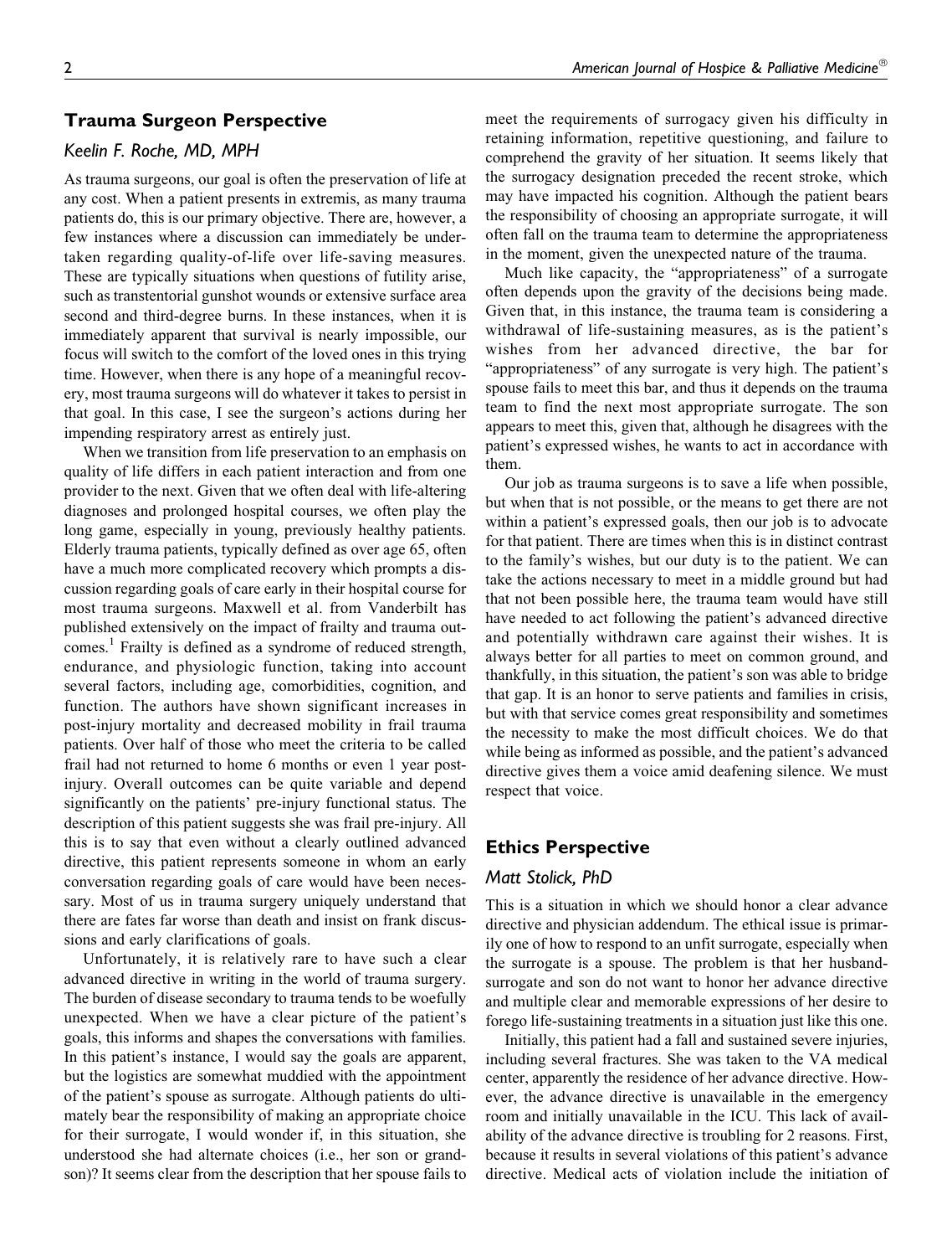## Trauma Surgeon Perspective

### *Keelin F. Roche, MD, MPH*

As trauma surgeons, our goal is often the preservation of life at any cost. When a patient presents in extremis, as many trauma patients do, this is our primary objective. There are, however, a few instances where a discussion can immediately be undertaken regarding quality-of-life over life-saving measures. These are typically situations when questions of futility arise, such as transtentorial gunshot wounds or extensive surface area second and third-degree burns. In these instances, when it is immediately apparent that survival is nearly impossible, our focus will switch to the comfort of the loved ones in this trying time. However, when there is any hope of a meaningful recovery, most trauma surgeons will do whatever it takes to persist in that goal. In this case, I see the surgeon's actions during her impending respiratory arrest as entirely just.

When we transition from life preservation to an emphasis on quality of life differs in each patient interaction and from one provider to the next. Given that we often deal with life-altering diagnoses and prolonged hospital courses, we often play the long game, especially in young, previously healthy patients. Elderly trauma patients, typically defined as over age 65, often have a much more complicated recovery which prompts a discussion regarding goals of care early in their hospital course for most trauma surgeons. Maxwell et al. from Vanderbilt has published extensively on the impact of frailty and trauma outcomes.[1] Frailty is defined as a syndrome of reduced strength, endurance, and physiologic function, taking into account several factors, including age, comorbidities, cognition, and function. The authors have shown significant increases in post-injury mortality and decreased mobility in frail trauma patients. Over half of those who meet the criteria to be called frail had not returned to home 6 months or even 1 year post-injury. Overall outcomes can be quite variable and depend significantly on the patients' pre-injury functional status. The description of this patient suggests she was frail pre-injury. All this is to say that even without a clearly outlined advanced directive, this patient represents someone in whom an early conversation regarding goals of care would have been necessary. Most of us in trauma surgery uniquely understand that there are fates far worse than death and insist on frank discussions and early clarifications of goals.

Unfortunately, it is relatively rare to have such a clear advanced directive in writing in the world of trauma surgery. The burden of disease secondary to trauma tends to be woefully unexpected. When we have a clear picture of the patient's goals, this informs and shapes the conversations with families. In this patient's instance, I would say the goals are apparent, but the logistics are somewhat muddied with the appointment of the patient's spouse as surrogate. Although patients do ultimately bear the responsibility of making an appropriate choice for their surrogate, I would wonder if, in this situation, she understood she had alternate choices (i.e., her son or grandson)? It seems clear from the description that her spouse fails to meet the requirements of surrogacy given his difficulty in retaining information, repetitive questioning, and failure to comprehend the gravity of her situation. It seems likely that the surrogacy designation preceded the recent stroke, which may have impacted his cognition. Although the patient bears the responsibility of choosing an appropriate surrogate, it will often fall on the trauma team to determine the appropriateness in the moment, given the unexpected nature of the trauma.

Much like capacity, the "appropriateness" of a surrogate often depends upon the gravity of the decisions being made. Given that, in this instance, the trauma team is considering a withdrawal of life-sustaining measures, as is the patient's wishes from her advanced directive, the bar for "appropriateness" of any surrogate is very high. The patient's spouse fails to meet this bar, and thus it depends on the trauma team to find the next most appropriate surrogate. The son appears to meet this, given that, although he disagrees with the patient's expressed wishes, he wants to act in accordance with them.

Our job as trauma surgeons is to save a life when possible, but when that is not possible, or the means to get there are not within a patient's expressed goals, then our job is to advocate for that patient. There are times when this is in distinct contrast to the family's wishes, but our duty is to the patient. We can take the actions necessary to meet in a middle ground but had that not been possible here, the trauma team would have still have needed to act following the patient's advanced directive and potentially withdrawn care against their wishes. It is always better for all parties to meet on common ground, and thankfully, in this situation, the patient's son was able to bridge that gap. It is an honor to serve patients and families in crisis, but with that service comes great responsibility and sometimes the necessity to make the most difficult choices. We do that while being as informed as possible, and the patient's advanced directive gives them a voice amid deafening silence. We must respect that voice.

## Ethics Perspective

### *Matt Stolick, PhD*

This is a situation in which we should honor a clear advance directive and physician addendum. The ethical issue is primarily one of how to respond to an unfit surrogate, especially when the surrogate is a spouse. The problem is that her husband-surrogate and son do not want to honor her advance directive and multiple clear and memorable expressions of her desire to forego life-sustaining treatments in a situation just like this one.

Initially, this patient had a fall and sustained severe injuries, including several fractures. She was taken to the VA medical center, apparently the residence of her advance directive. However, the advance directive is unavailable in the emergency room and initially unavailable in the ICU. This lack of availability of the advance directive is troubling for 2 reasons. First, because it results in several violations of this patient's advance directive. Medical acts of violation include the initiation of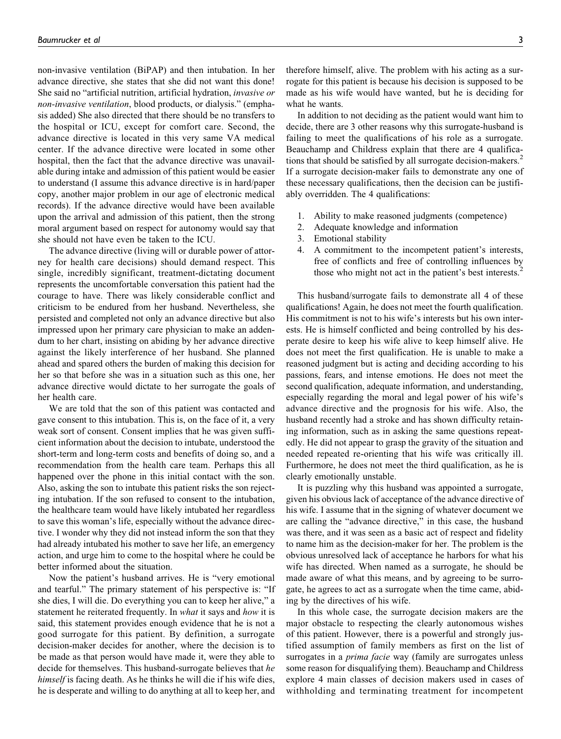non-invasive ventilation (BiPAP) and then intubation. In her advance directive, she states that she did not want this done! She said no "artificial nutrition, artificial hydration, *invasive or non-invasive ventilation*, blood products, or dialysis." (emphasis added) She also directed that there should be no transfers to the hospital or ICU, except for comfort care. Second, the advance directive is located in this very same VA medical center. If the advance directive were located in some other hospital, then the fact that the advance directive was unavailable during intake and admission of this patient would be easier to understand (I assume this advance directive is in hard/paper copy, another major problem in our age of electronic medical records). If the advance directive would have been available upon the arrival and admission of this patient, then the strong moral argument based on respect for autonomy would say that she should not have even be taken to the ICU.

The advance directive (living will or durable power of attorney for health care decisions) should demand respect. This single, incredibly significant, treatment-dictating document represents the uncomfortable conversation this patient had the courage to have. There was likely considerable conflict and criticism to be endured from her husband. Nevertheless, she persisted and completed not only an advance directive but also impressed upon her primary care physician to make an addendum to her chart, insisting on abiding by her advance directive against the likely interference of her husband. She planned ahead and spared others the burden of making this decision for her so that before she was in a situation such as this one, her advance directive would dictate to her surrogate the goals of her health care.

We are told that the son of this patient was contacted and gave consent to this intubation. This is, on the face of it, a very weak sort of consent. Consent implies that he was given sufficient information about the decision to intubate, understood the short-term and long-term costs and benefits of doing so, and a recommendation from the health care team. Perhaps this all happened over the phone in this initial contact with the son. Also, asking the son to intubate this patient risks the son rejecting intubation. If the son refused to consent to the intubation, the healthcare team would have likely intubated her regardless to save this woman's life, especially without the advance directive. I wonder why they did not instead inform the son that they had already intubated his mother to save her life, an emergency action, and urge him to come to the hospital where he could be better informed about the situation.

Now the patient's husband arrives. He is "very emotional and tearful." The primary statement of his perspective is: "If she dies, I will die. Do everything you can to keep her alive," a statement he reiterated frequently. In *what* it says and *how* it is said, this statement provides enough evidence that he is not a good surrogate for this patient. By definition, a surrogate decision-maker decides for another, where the decision is to be made as that person would have made it, were they able to decide for themselves. This husband-surrogate believes that *he himself* is facing death. As he thinks he will die if his wife dies, he is desperate and willing to do anything at all to keep her, and therefore himself, alive. The problem with his acting as a surrogate for this patient is because his decision is supposed to be made as his wife would have wanted, but he is deciding for what he wants.

In addition to not deciding as the patient would want him to decide, there are 3 other reasons why this surrogate-husband is failing to meet the qualifications of his role as a surrogate. Beauchamp and Childress explain that there are 4 qualifications that should be satisfied by all surrogate decision-makers.[2] If a surrogate decision-maker fails to demonstrate any one of these necessary qualifications, then the decision can be justifiably overridden. The 4 qualifications:

1. Ability to make reasoned judgments (competence)
2. Adequate knowledge and information
3. Emotional stability
4. A commitment to the incompetent patient's interests, free of conflicts and free of controlling influences by those who might not act in the patient's best interests.[2]

This husband/surrogate fails to demonstrate all 4 of these qualifications! Again, he does not meet the fourth qualification. His commitment is not to his wife's interests but his own interests. He is himself conflicted and being controlled by his desperate desire to keep his wife alive to keep himself alive. He does not meet the first qualification. He is unable to make a reasoned judgment but is acting and deciding according to his passions, fears, and intense emotions. He does not meet the second qualification, adequate information, and understanding, especially regarding the moral and legal power of his wife's advance directive and the prognosis for his wife. Also, the husband recently had a stroke and has shown difficulty retaining information, such as in asking the same questions repeatedly. He did not appear to grasp the gravity of the situation and needed repeated re-orienting that his wife was critically ill. Furthermore, he does not meet the third qualification, as he is clearly emotionally unstable.

It is puzzling why this husband was appointed a surrogate, given his obvious lack of acceptance of the advance directive of his wife. I assume that in the signing of whatever document we are calling the "advance directive," in this case, the husband was there, and it was seen as a basic act of respect and fidelity to name him as the decision-maker for her. The problem is the obvious unresolved lack of acceptance he harbors for what his wife has directed. When named as a surrogate, he should be made aware of what this means, and by agreeing to be surrogate, he agrees to act as a surrogate when the time came, abiding by the directives of his wife.

In this whole case, the surrogate decision makers are the major obstacle to respecting the clearly autonomous wishes of this patient. However, there is a powerful and strongly justified assumption of family members as first on the list of surrogates in a *prima facie* way (family are surrogates unless some reason for disqualifying them). Beauchamp and Childress explore 4 main classes of decision makers used in cases of withholding and terminating treatment for incompetent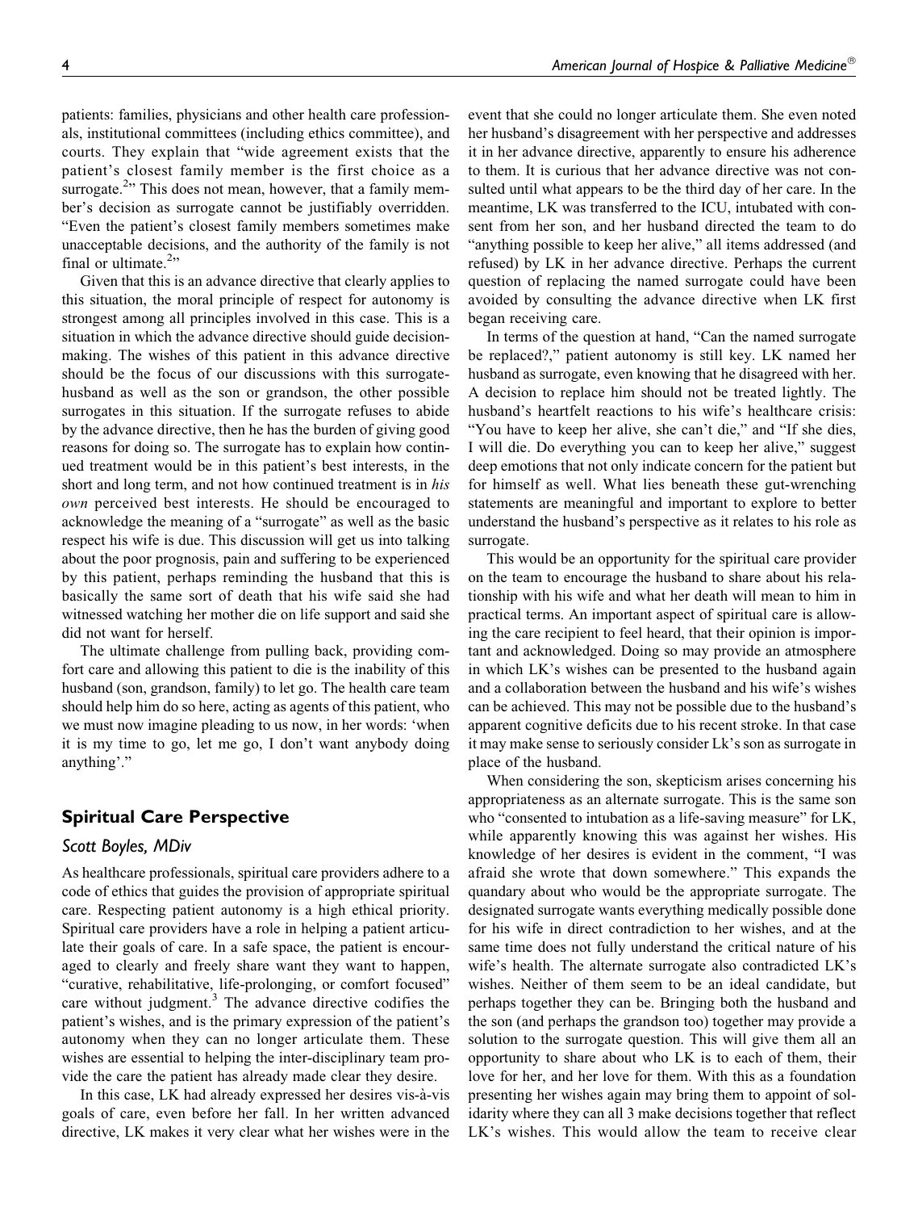patients: families, physicians and other health care professionals, institutional committees (including ethics committee), and courts. They explain that "wide agreement exists that the patient's closest family member is the first choice as a surrogate.[2]" This does not mean, however, that a family member's decision as surrogate cannot be justifiably overridden. "Even the patient's closest family members sometimes make unacceptable decisions, and the authority of the family is not final or ultimate.[2]"

Given that this is an advance directive that clearly applies to this situation, the moral principle of respect for autonomy is strongest among all principles involved in this case. This is a situation in which the advance directive should guide decision-making. The wishes of this patient in this advance directive should be the focus of our discussions with this surrogate-husband as well as the son or grandson, the other possible surrogates in this situation. If the surrogate refuses to abide by the advance directive, then he has the burden of giving good reasons for doing so. The surrogate has to explain how continued treatment would be in this patient's best interests, in the short and long term, and not how continued treatment is in *his own* perceived best interests. He should be encouraged to acknowledge the meaning of a "surrogate" as well as the basic respect his wife is due. This discussion will get us into talking about the poor prognosis, pain and suffering to be experienced by this patient, perhaps reminding the husband that this is basically the same sort of death that his wife said she had witnessed watching her mother die on life support and said she did not want for herself.

The ultimate challenge from pulling back, providing comfort care and allowing this patient to die is the inability of this husband (son, grandson, family) to let go. The health care team should help him do so here, acting as agents of this patient, who we must now imagine pleading to us now, in her words: 'when it is my time to go, let me go, I don't want anybody doing anything'."

## Spiritual Care Perspective

### *Scott Boyles, MDiv*

As healthcare professionals, spiritual care providers adhere to a code of ethics that guides the provision of appropriate spiritual care. Respecting patient autonomy is a high ethical priority. Spiritual care providers have a role in helping a patient articulate their goals of care. In a safe space, the patient is encouraged to clearly and freely share want they want to happen, "curative, rehabilitative, life-prolonging, or comfort focused" care without judgment.[3] The advance directive codifies the patient's wishes, and is the primary expression of the patient's autonomy when they can no longer articulate them. These wishes are essential to helping the inter-disciplinary team provide the care the patient has already made clear they desire.

In this case, LK had already expressed her desires vis-à-vis goals of care, even before her fall. In her written advanced directive, LK makes it very clear what her wishes were in the event that she could no longer articulate them. She even noted her husband's disagreement with her perspective and addresses it in her advance directive, apparently to ensure his adherence to them. It is curious that her advance directive was not consulted until what appears to be the third day of her care. In the meantime, LK was transferred to the ICU, intubated with consent from her son, and her husband directed the team to do "anything possible to keep her alive," all items addressed (and refused) by LK in her advance directive. Perhaps the current question of replacing the named surrogate could have been avoided by consulting the advance directive when LK first began receiving care.

In terms of the question at hand, "Can the named surrogate be replaced?," patient autonomy is still key. LK named her husband as surrogate, even knowing that he disagreed with her. A decision to replace him should not be treated lightly. The husband's heartfelt reactions to his wife's healthcare crisis: "You have to keep her alive, she can't die," and "If she dies, I will die. Do everything you can to keep her alive," suggest deep emotions that not only indicate concern for the patient but for himself as well. What lies beneath these gut-wrenching statements are meaningful and important to explore to better understand the husband's perspective as it relates to his role as surrogate.

This would be an opportunity for the spiritual care provider on the team to encourage the husband to share about his relationship with his wife and what her death will mean to him in practical terms. An important aspect of spiritual care is allowing the care recipient to feel heard, that their opinion is important and acknowledged. Doing so may provide an atmosphere in which LK's wishes can be presented to the husband again and a collaboration between the husband and his wife's wishes can be achieved. This may not be possible due to the husband's apparent cognitive deficits due to his recent stroke. In that case it may make sense to seriously consider Lk's son as surrogate in place of the husband.

When considering the son, skepticism arises concerning his appropriateness as an alternate surrogate. This is the same son who "consented to intubation as a life-saving measure" for LK, while apparently knowing this was against her wishes. His knowledge of her desires is evident in the comment, "I was afraid she wrote that down somewhere." This expands the quandary about who would be the appropriate surrogate. The designated surrogate wants everything medically possible done for his wife in direct contradiction to her wishes, and at the same time does not fully understand the critical nature of his wife's health. The alternate surrogate also contradicted LK's wishes. Neither of them seem to be an ideal candidate, but perhaps together they can be. Bringing both the husband and the son (and perhaps the grandson too) together may provide a solution to the surrogate question. This will give them all an opportunity to share about who LK is to each of them, their love for her, and her love for them. With this as a foundation presenting her wishes again may bring them to appoint of solidarity where they can all 3 make decisions together that reflect LK's wishes. This would allow the team to receive clear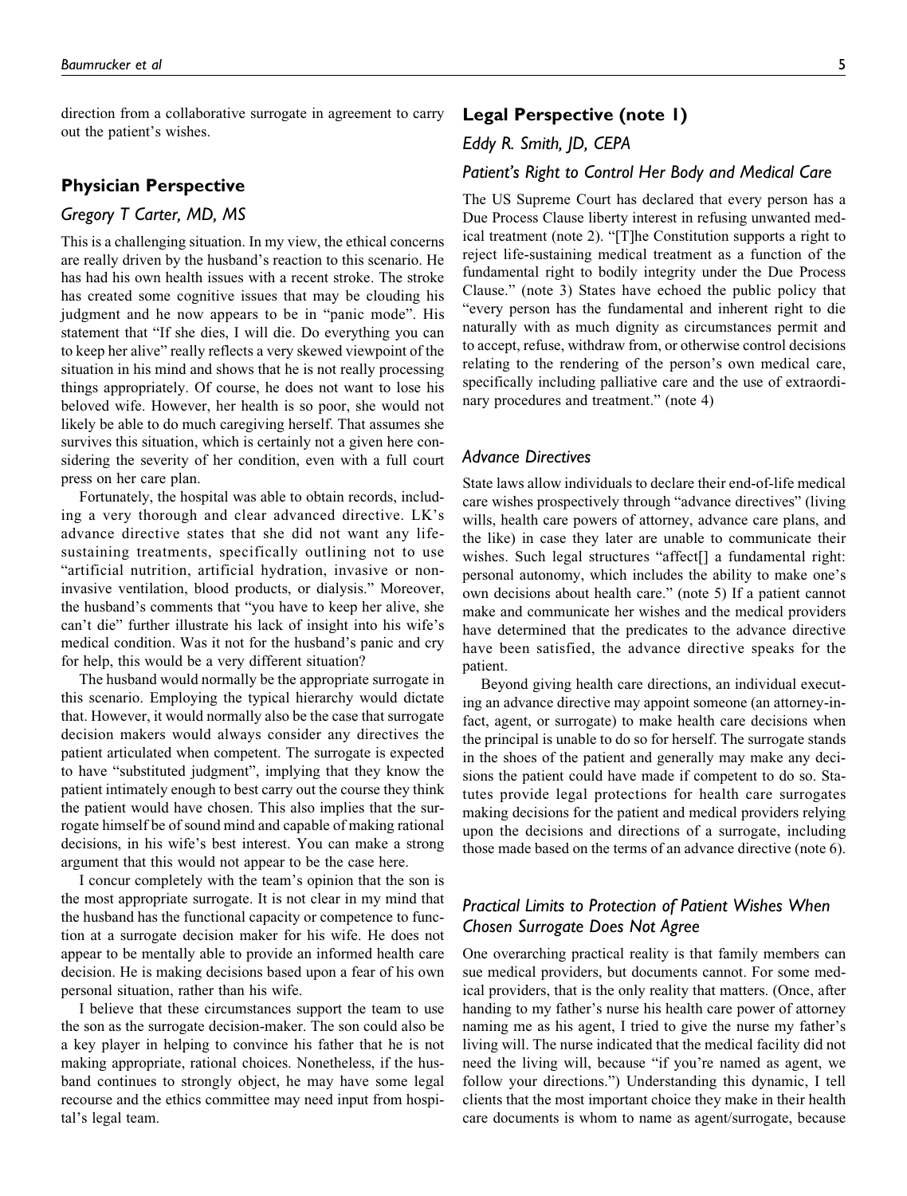direction from a collaborative surrogate in agreement to carry out the patient's wishes.

## Physician Perspective

### Gregory T Carter, MD, MS

This is a challenging situation. In my view, the ethical concerns are really driven by the husband's reaction to this scenario. He has had his own health issues with a recent stroke. The stroke has created some cognitive issues that may be clouding his judgment and he now appears to be in "panic mode". His statement that "If she dies, I will die. Do everything you can to keep her alive" really reflects a very skewed viewpoint of the situation in his mind and shows that he is not really processing things appropriately. Of course, he does not want to lose his beloved wife. However, her health is so poor, she would not likely be able to do much caregiving herself. That assumes she survives this situation, which is certainly not a given here considering the severity of her condition, even with a full court press on her care plan.

Fortunately, the hospital was able to obtain records, including a very thorough and clear advanced directive. LK's advance directive states that she did not want any life-sustaining treatments, specifically outlining not to use "artificial nutrition, artificial hydration, invasive or noninvasive ventilation, blood products, or dialysis." Moreover, the husband's comments that "you have to keep her alive, she can't die" further illustrate his lack of insight into his wife's medical condition. Was it not for the husband's panic and cry for help, this would be a very different situation?

The husband would normally be the appropriate surrogate in this scenario. Employing the typical hierarchy would dictate that. However, it would normally also be the case that surrogate decision makers would always consider any directives the patient articulated when competent. The surrogate is expected to have "substituted judgment", implying that they know the patient intimately enough to best carry out the course they think the patient would have chosen. This also implies that the surrogate himself be of sound mind and capable of making rational decisions, in his wife's best interest. You can make a strong argument that this would not appear to be the case here.

I concur completely with the team's opinion that the son is the most appropriate surrogate. It is not clear in my mind that the husband has the functional capacity or competence to function at a surrogate decision maker for his wife. He does not appear to be mentally able to provide an informed health care decision. He is making decisions based upon a fear of his own personal situation, rather than his wife.

I believe that these circumstances support the team to use the son as the surrogate decision-maker. The son could also be a key player in helping to convince his father that he is not making appropriate, rational choices. Nonetheless, if the husband continues to strongly object, he may have some legal recourse and the ethics committee may need input from hospital's legal team.

## Legal Perspective (note 1)

### Eddy R. Smith, JD, CEPA

#### *Patient's Right to Control Her Body and Medical Care*

The US Supreme Court has declared that every person has a Due Process Clause liberty interest in refusing unwanted medical treatment (note 2). "[T]he Constitution supports a right to reject life-sustaining medical treatment as a function of the fundamental right to bodily integrity under the Due Process Clause." (note 3) States have echoed the public policy that "every person has the fundamental and inherent right to die naturally with as much dignity as circumstances permit and to accept, refuse, withdraw from, or otherwise control decisions relating to the rendering of the person's own medical care, specifically including palliative care and the use of extraordinary procedures and treatment." (note 4)

#### *Advance Directives*

State laws allow individuals to declare their end-of-life medical care wishes prospectively through "advance directives" (living wills, health care powers of attorney, advance care plans, and the like) in case they later are unable to communicate their wishes. Such legal structures "affect[] a fundamental right: personal autonomy, which includes the ability to make one's own decisions about health care." (note 5) If a patient cannot make and communicate her wishes and the medical providers have determined that the predicates to the advance directive have been satisfied, the advance directive speaks for the patient.

Beyond giving health care directions, an individual executing an advance directive may appoint someone (an attorney-in-fact, agent, or surrogate) to make health care decisions when the principal is unable to do so for herself. The surrogate stands in the shoes of the patient and generally may make any decisions the patient could have made if competent to do so. Statutes provide legal protections for health care surrogates making decisions for the patient and medical providers relying upon the decisions and directions of a surrogate, including those made based on the terms of an advance directive (note 6).

#### *Practical Limits to Protection of Patient Wishes When Chosen Surrogate Does Not Agree*

One overarching practical reality is that family members can sue medical providers, but documents cannot. For some medical providers, that is the only reality that matters. (Once, after handing to my father's nurse his health care power of attorney naming me as his agent, I tried to give the nurse my father's living will. The nurse indicated that the medical facility did not need the living will, because "if you're named as agent, we follow your directions.") Understanding this dynamic, I tell clients that the most important choice they make in their health care documents is whom to name as agent/surrogate, because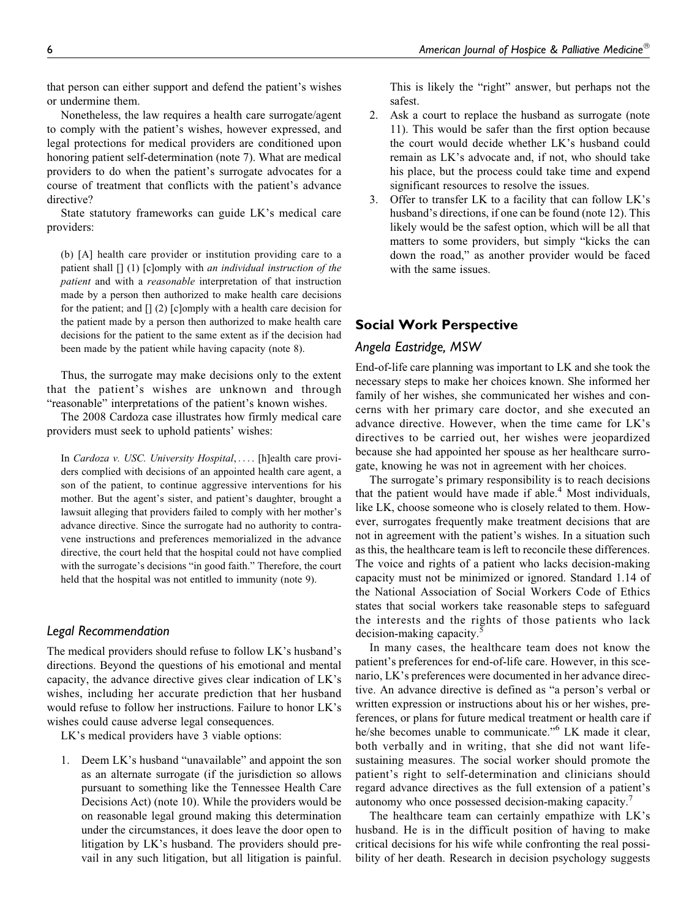that person can either support and defend the patient's wishes or undermine them.

Nonetheless, the law requires a health care surrogate/agent to comply with the patient's wishes, however expressed, and legal protections for medical providers are conditioned upon honoring patient self-determination (note 7). What are medical providers to do when the patient's surrogate advocates for a course of treatment that conflicts with the patient's advance directive?

State statutory frameworks can guide LK's medical care providers:

> (b) [A] health care provider or institution providing care to a patient shall [] (1) [c]omply with *an individual instruction of the patient* and with a *reasonable* interpretation of that instruction made by a person then authorized to make health care decisions for the patient; and [] (2) [c]omply with a health care decision for the patient made by a person then authorized to make health care decisions for the patient to the same extent as if the decision had been made by the patient while having capacity (note 8).

Thus, the surrogate may make decisions only to the extent that the patient's wishes are unknown and through "reasonable" interpretations of the patient's known wishes.

The 2008 Cardoza case illustrates how firmly medical care providers must seek to uphold patients' wishes:

> In *Cardoza v. USC. University Hospital*, .... [h]ealth care providers complied with decisions of an appointed health care agent, a son of the patient, to continue aggressive interventions for his mother. But the agent's sister, and patient's daughter, brought a lawsuit alleging that providers failed to comply with her mother's advance directive. Since the surrogate had no authority to contravene instructions and preferences memorialized in the advance directive, the court held that the hospital could not have complied with the surrogate's decisions "in good faith." Therefore, the court held that the hospital was not entitled to immunity (note 9).

### Legal Recommendation

The medical providers should refuse to follow LK's husband's directions. Beyond the questions of his emotional and mental capacity, the advance directive gives clear indication of LK's wishes, including her accurate prediction that her husband would refuse to follow her instructions. Failure to honor LK's wishes could cause adverse legal consequences.

LK's medical providers have 3 viable options:

1. Deem LK's husband "unavailable" and appoint the son as an alternate surrogate (if the jurisdiction so allows pursuant to something like the Tennessee Health Care Decisions Act) (note 10). While the providers would be on reasonable legal ground making this determination under the circumstances, it does leave the door open to litigation by LK's husband. The providers should prevail in any such litigation, but all litigation is painful. This is likely the "right" answer, but perhaps not the safest.
2. Ask a court to replace the husband as surrogate (note 11). This would be safer than the first option because the court would decide whether LK's husband could remain as LK's advocate and, if not, who should take his place, but the process could take time and expend significant resources to resolve the issues.
3. Offer to transfer LK to a facility that can follow LK's husband's directions, if one can be found (note 12). This likely would be the safest option, which will be all that matters to some providers, but simply "kicks the can down the road," as another provider would be faced with the same issues.

## Social Work Perspective

### Angela Eastridge, MSW

End-of-life care planning was important to LK and she took the necessary steps to make her choices known. She informed her family of her wishes, she communicated her wishes and concerns with her primary care doctor, and she executed an advance directive. However, when the time came for LK's directives to be carried out, her wishes were jeopardized because she had appointed her spouse as her healthcare surrogate, knowing he was not in agreement with her choices.

The surrogate's primary responsibility is to reach decisions that the patient would have made if able.[4] Most individuals, like LK, choose someone who is closely related to them. However, surrogates frequently make treatment decisions that are not in agreement with the patient's wishes. In a situation such as this, the healthcare team is left to reconcile these differences. The voice and rights of a patient who lacks decision-making capacity must not be minimized or ignored. Standard 1.14 of the National Association of Social Workers Code of Ethics states that social workers take reasonable steps to safeguard the interests and the rights of those patients who lack decision-making capacity.[5]

In many cases, the healthcare team does not know the patient's preferences for end-of-life care. However, in this scenario, LK's preferences were documented in her advance directive. An advance directive is defined as "a person's verbal or written expression or instructions about his or her wishes, preferences, or plans for future medical treatment or health care if he/she becomes unable to communicate."[6] LK made it clear, both verbally and in writing, that she did not want life-sustaining measures. The social worker should promote the patient's right to self-determination and clinicians should regard advance directives as the full extension of a patient's autonomy who once possessed decision-making capacity.[7]

The healthcare team can certainly empathize with LK's husband. He is in the difficult position of having to make critical decisions for his wife while confronting the real possibility of her death. Research in decision psychology suggests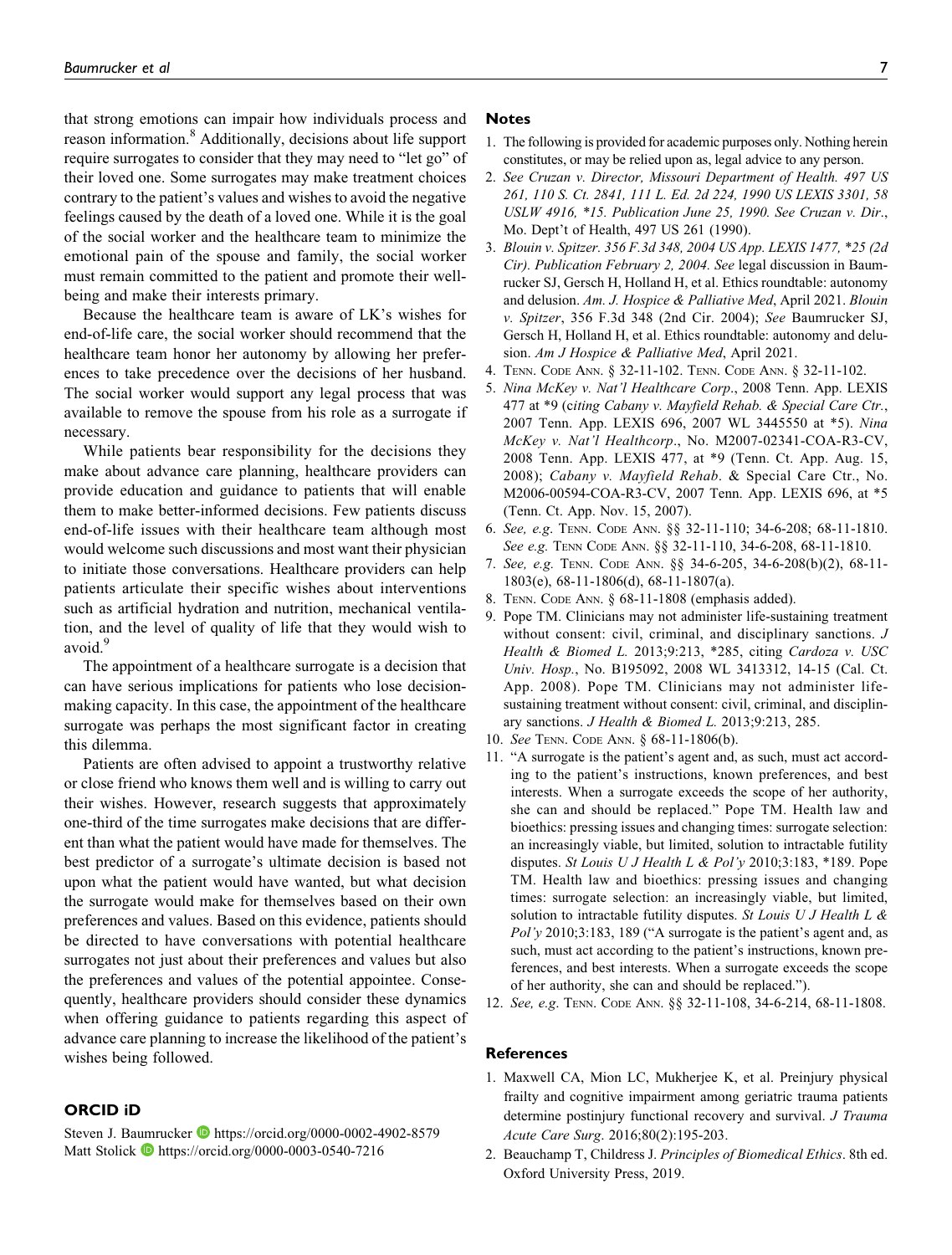that strong emotions can impair how individuals process and reason information.[8] Additionally, decisions about life support require surrogates to consider that they may need to "let go" of their loved one. Some surrogates may make treatment choices contrary to the patient's values and wishes to avoid the negative feelings caused by the death of a loved one. While it is the goal of the social worker and the healthcare team to minimize the emotional pain of the spouse and family, the social worker must remain committed to the patient and promote their well-being and make their interests primary.

Because the healthcare team is aware of LK's wishes for end-of-life care, the social worker should recommend that the healthcare team honor her autonomy by allowing her preferences to take precedence over the decisions of her husband. The social worker would support any legal process that was available to remove the spouse from his role as a surrogate if necessary.

While patients bear responsibility for the decisions they make about advance care planning, healthcare providers can provide education and guidance to patients that will enable them to make better-informed decisions. Few patients discuss end-of-life issues with their healthcare team although most would welcome such discussions and most want their physician to initiate those conversations. Healthcare providers can help patients articulate their specific wishes about interventions such as artificial hydration and nutrition, mechanical ventilation, and the level of quality of life that they would wish to avoid.[9]

The appointment of a healthcare surrogate is a decision that can have serious implications for patients who lose decision-making capacity. In this case, the appointment of the healthcare surrogate was perhaps the most significant factor in creating this dilemma.

Patients are often advised to appoint a trustworthy relative or close friend who knows them well and is willing to carry out their wishes. However, research suggests that approximately one-third of the time surrogates make decisions that are different than what the patient would have made for themselves. The best predictor of a surrogate's ultimate decision is based not upon what the patient would have wanted, but what decision the surrogate would make for themselves based on their own preferences and values. Based on this evidence, patients should be directed to have conversations with potential healthcare surrogates not just about their preferences and values but also the preferences and values of the potential appointee. Consequently, healthcare providers should consider these dynamics when offering guidance to patients regarding this aspect of advance care planning to increase the likelihood of the patient's wishes being followed.

## ORCID iD

Steven J. Baumrucker https://orcid.org/0000-0002-4902-8579
Matt Stolick https://orcid.org/0000-0003-0540-7216

## Notes

1. The following is provided for academic purposes only. Nothing herein constitutes, or may be relied upon as, legal advice to any person.
2. *See Cruzan v. Director, Missouri Department of Health. 497 US 261, 110 S. Ct. 2841, 111 L. Ed. 2d 224, 1990 US LEXIS 3301, 58 USLW 4916, *15. Publication June 25, 1990. See Cruzan v. Dir.*, Mo. Dept't of Health, 497 US 261 (1990).
3. *Blouin v. Spitzer. 356 F.3d 348, 2004 US App. LEXIS 1477, *25 (2d Cir). Publication February 2, 2004. See* legal discussion in Baumrucker SJ, Gersch H, Holland H, et al. Ethics roundtable: autonomy and delusion. *Am. J. Hospice & Palliative Med*, April 2021. *Blouin v. Spitzer*, 356 F.3d 348 (2nd Cir. 2004); *See* Baumrucker SJ, Gersch H, Holland H, et al. Ethics roundtable: autonomy and delusion. *Am J Hospice & Palliative Med*, April 2021.
4. Tenn. Code Ann. § 32-11-102. Tenn. Code Ann. § 32-11-102.
5. *Nina McKey v. Nat'l Healthcare Corp*., 2008 Tenn. App. LEXIS 477 at *9 (*citing Cabany v. Mayfield Rehab. & Special Care Ctr.*, 2007 Tenn. App. LEXIS 696, 2007 WL 3445550 at *5). *Nina McKey v. Nat'l Healthcorp*., No. M2007-02341-COA-R3-CV, 2008 Tenn. App. LEXIS 477, at *9 (Tenn. Ct. App. Aug. 15, 2008); *Cabany v. Mayfield Rehab*. & Special Care Ctr., No. M2006-00594-COA-R3-CV, 2007 Tenn. App. LEXIS 696, at *5 (Tenn. Ct. App. Nov. 15, 2007).
6. *See, e.g.* Tenn. Code Ann. §§ 32-11-110; 34-6-208; 68-11-1810. *See e.g.* Tenn Code Ann. §§ 32-11-110, 34-6-208, 68-11-1810.
7. *See, e.g.* Tenn. Code Ann. §§ 34-6-205, 34-6-208(b)(2), 68-11-1803(e), 68-11-1806(d), 68-11-1807(a).
8. Tenn. Code Ann. § 68-11-1808 (emphasis added).
9. Pope TM. Clinicians may not administer life-sustaining treatment without consent: civil, criminal, and disciplinary sanctions. *J Health & Biomed L.* 2013;9:213, *285, citing *Cardoza v. USC Univ. Hosp.*, No. B195092, 2008 WL 3413312, 14-15 (Cal. Ct. App. 2008). Pope TM. Clinicians may not administer life-sustaining treatment without consent: civil, criminal, and disciplinary sanctions. *J Health & Biomed L.* 2013;9:213, 285.
10. *See* Tenn. Code Ann. § 68-11-1806(b).
11. "A surrogate is the patient's agent and, as such, must act according to the patient's instructions, known preferences, and best interests. When a surrogate exceeds the scope of her authority, she can and should be replaced." Pope TM. Health law and bioethics: pressing issues and changing times: surrogate selection: an increasingly viable, but limited, solution to intractable futility disputes. *St Louis U J Health L & Pol'y* 2010;3:183, *189. Pope TM. Health law and bioethics: pressing issues and changing times: surrogate selection: an increasingly viable, but limited, solution to intractable futility disputes. *St Louis U J Health L & Pol'y* 2010;3:183, 189 ("A surrogate is the patient's agent and, as such, must act according to the patient's instructions, known preferences, and best interests. When a surrogate exceeds the scope of her authority, she can and should be replaced.").
12. *See, e.g.* Tenn. Code Ann. §§ 32-11-108, 34-6-214, 68-11-1808.

## References

1. Maxwell CA, Mion LC, Mukherjee K, et al. Preinjury physical frailty and cognitive impairment among geriatric trauma patients determine postinjury functional recovery and survival. *J Trauma Acute Care Surg*. 2016;80(2):195-203.
2. Beauchamp T, Childress J. *Principles of Biomedical Ethics*. 8th ed. Oxford University Press, 2019.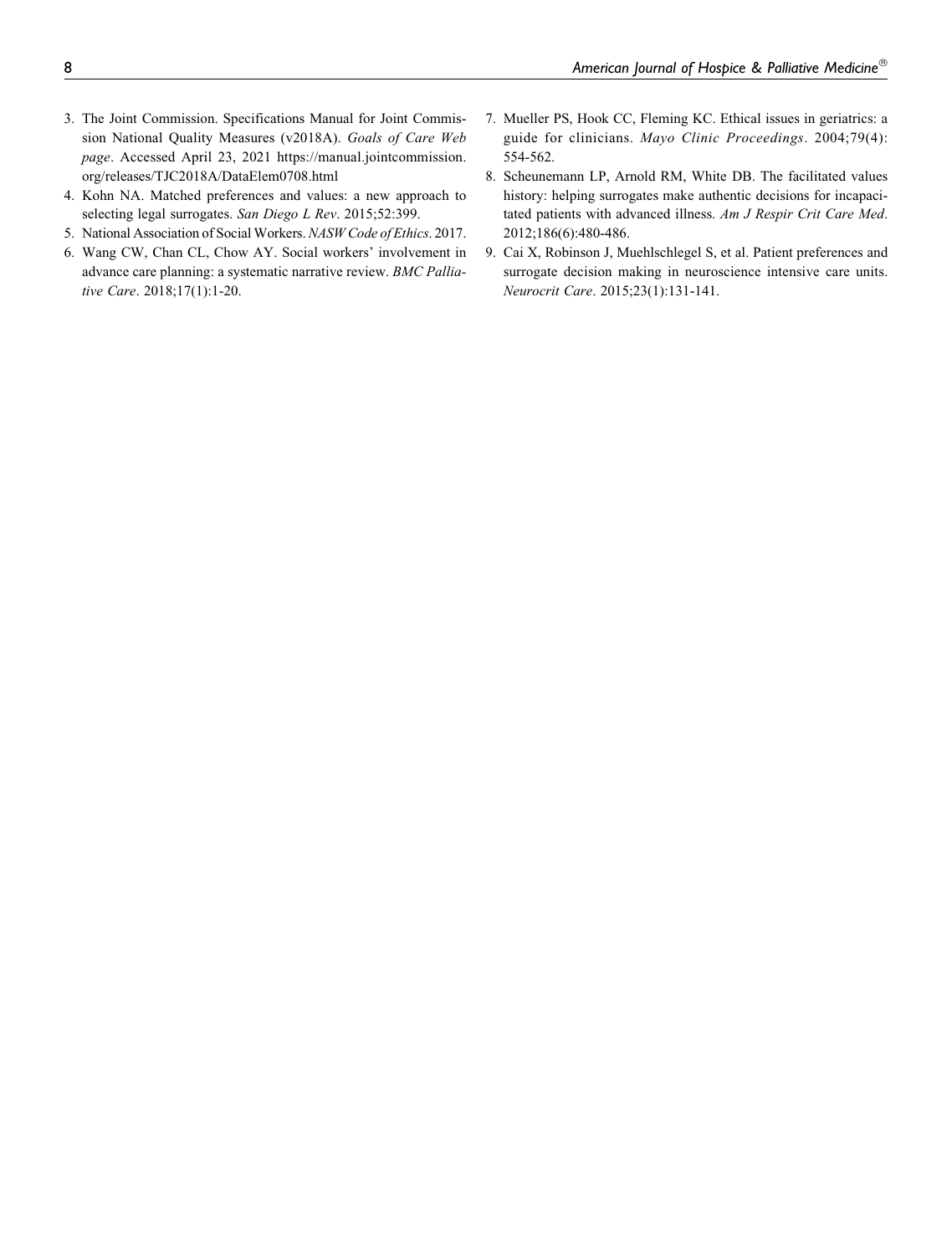3. The Joint Commission. Specifications Manual for Joint Commission National Quality Measures (v2018A). *Goals of Care Web page*. Accessed April 23, 2021 https://manual.jointcommission.org/releases/TJC2018A/DataElem0708.html
4. Kohn NA. Matched preferences and values: a new approach to selecting legal surrogates. *San Diego L Rev*. 2015;52:399.
5. National Association of Social Workers. *NASW Code of Ethics*. 2017.
6. Wang CW, Chan CL, Chow AY. Social workers' involvement in advance care planning: a systematic narrative review. *BMC Palliative Care*. 2018;17(1):1-20.
7. Mueller PS, Hook CC, Fleming KC. Ethical issues in geriatrics: a guide for clinicians. *Mayo Clinic Proceedings*. 2004;79(4):554-562.
8. Scheunemann LP, Arnold RM, White DB. The facilitated values history: helping surrogates make authentic decisions for incapacitated patients with advanced illness. *Am J Respir Crit Care Med*. 2012;186(6):480-486.
9. Cai X, Robinson J, Muehlschlegel S, et al. Patient preferences and surrogate decision making in neuroscience intensive care units. *Neurocrit Care*. 2015;23(1):131-141.